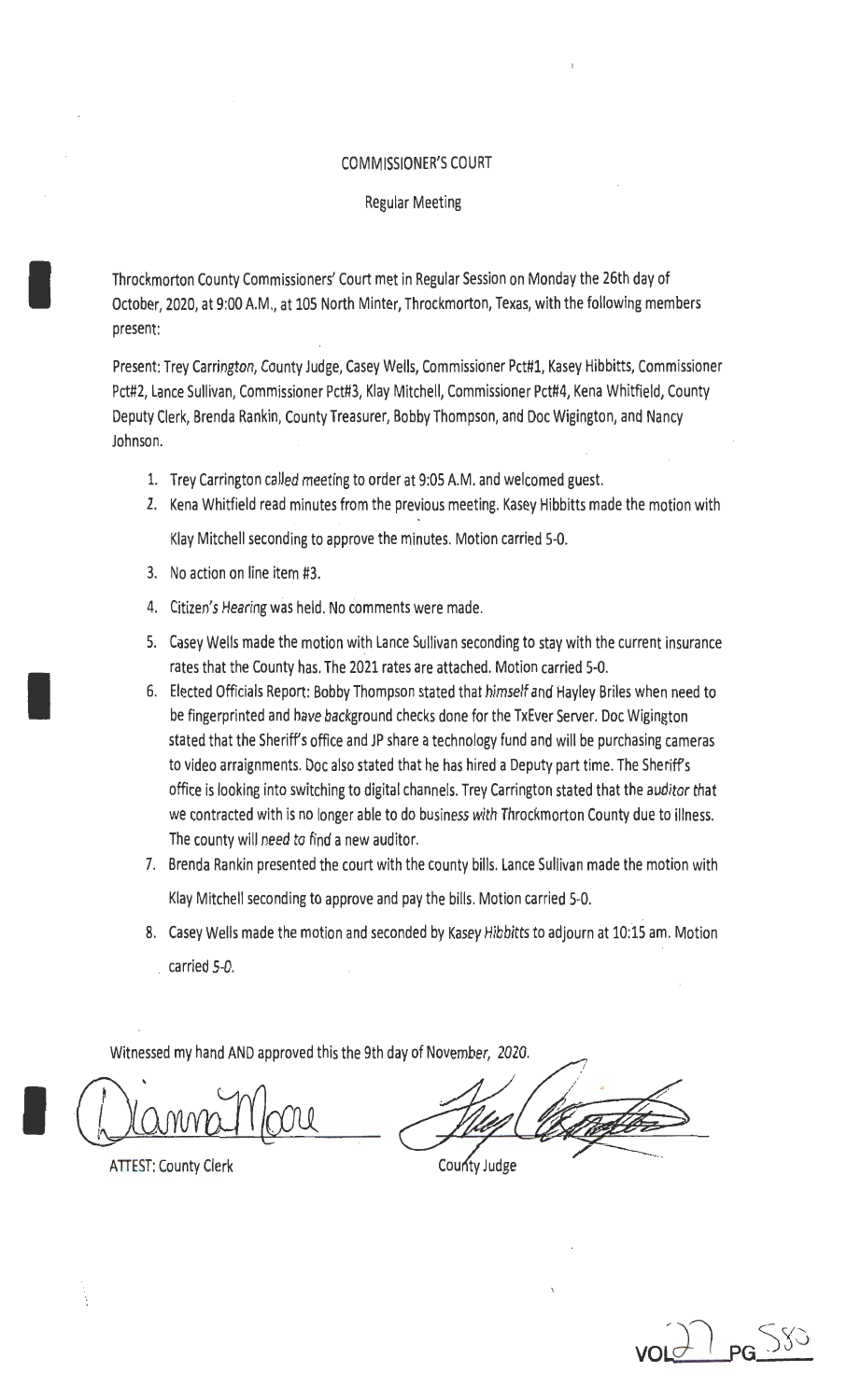# COMMISSIONER'S COURT

## Regular Meeting

Throckmorton County Commissioners' Court met in Regular Session on Monday the 26th day of October, 2020, at 9:00 A.M., at 105 North Minter, Throckmorton, Texas, with the following members present:

Present: Trey Carrington, County Judge, Casey Wells, Commissioner Pct#1, Kasey Hibbitts, Commissioner Pct#2, Lance Sullivan, Commissioner Pct#3, Klay Mitchell, Commissioner Pct#4, Kena Whitfield, County Deputy Clerk, Brenda Rankin, County Treasurer, Bobby Thompson, and Doc Wigington, and Nancy Johnson.

1. Trey Carrington called meeting to order at 9:05 A.M. and welcomed guest.
2. Kena Whitfield read minutes from the previous meeting. Kasey Hibbitts made the motion with Klay Mitchell seconding to approve the minutes. Motion carried 5-0.
3. No action on line item #3.
4. Citizen's Hearing was held. No comments were made.
5. Casey Wells made the motion with Lance Sullivan seconding to stay with the current insurance rates that the County has. The 2021 rates are attached. Motion carried 5-0.
6. Elected Officials Report: Bobby Thompson stated that himself and Hayley Briles when need to be fingerprinted and have background checks done for the TxEver Server. Doc Wigington stated that the Sheriff's office and JP share a technology fund and will be purchasing cameras to video arraignments. Doc also stated that he has hired a Deputy part time. The Sheriff's office is looking into switching to digital channels. Trey Carrington stated that the auditor that we contracted with is no longer able to do business with Throckmorton County due to illness. The county will need to find a new auditor.
7. Brenda Rankin presented the court with the county bills. Lance Sullivan made the motion with Klay Mitchell seconding to approve and pay the bills. Motion carried 5-0.
8. Casey Wells made the motion and seconded by Kasey Hibbitts to adjourn at 10:15 am. Motion carried 5-0.

Witnessed my hand AND approved this the 9th day of November, 2020.

ATTEST: County Clerk

County Judge

VOL 27 PG 580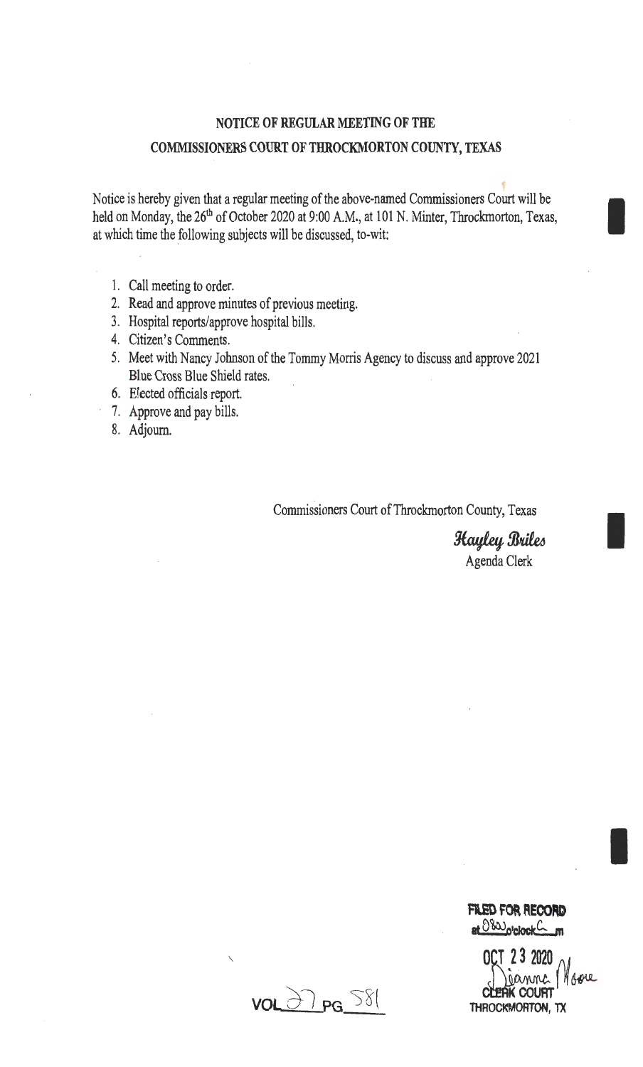**NOTICE OF REGULAR MEETING OF THE**

**COMMISSIONERS COURT OF THROCKMORTON COUNTY, TEXAS**

Notice is hereby given that a regular meeting of the above-named Commissioners Court will be held on Monday, the 26th of October 2020 at 9:00 A.M., at 101 N. Minter, Throckmorton, Texas, at which time the following subjects will be discussed, to-wit:

1. Call meeting to order.
2. Read and approve minutes of previous meeting.
3. Hospital reports/approve hospital bills.
4. Citizen's Comments.
5. Meet with Nancy Johnson of the Tommy Morris Agency to discuss and approve 2021 Blue Cross Blue Shield rates.
6. Elected officials report.
7. Approve and pay bills.
8. Adjourn.

Commissioners Court of Throckmorton County, Texas

*Hayley Briles*
Agenda Clerk

FILED FOR RECORD
at 0830 o'clock A m

OCT 23 2020
Dianna Moore
CLERK COURT
THROCKMORTON, TX

VOL 37 PG 581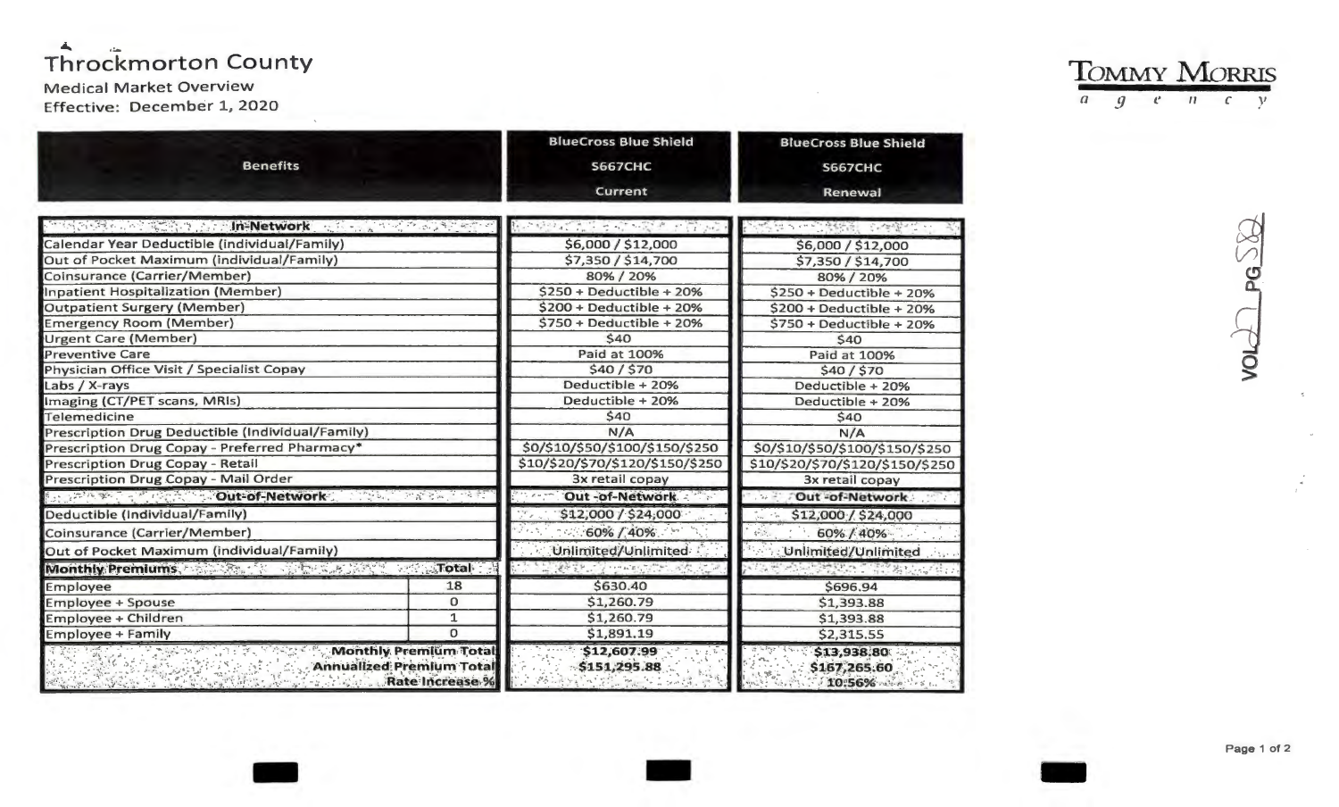# Throckmorton County

Medical Market Overview

Effective: December 1, 2020

TOMMY MORRIS agency

| Benefits | | BlueCross Blue Shield S667CHC Current | BlueCross Blue Shield S667CHC Renewal |
|---|---|---|---|
| **In-Network** | | | |
| Calendar Year Deductible (individual/Family) | | $6,000 / $12,000 | $6,000 / $12,000 |
| Out of Pocket Maximum (individual/Family) | | $7,350 / $14,700 | $7,350 / $14,700 |
| Coinsurance (Carrier/Member) | | 80% / 20% | 80% / 20% |
| Inpatient Hospitalization (Member) | | $250 + Deductible + 20% | $250 + Deductible + 20% |
| Outpatient Surgery (Member) | | $200 + Deductible + 20% | $200 + Deductible + 20% |
| Emergency Room (Member) | | $750 + Deductible + 20% | $750 + Deductible + 20% |
| Urgent Care (Member) | | $40 | $40 |
| Preventive Care | | Paid at 100% | Paid at 100% |
| Physician Office Visit / Specialist Copay | | $40 / $70 | $40 / $70 |
| Labs / X-rays | | Deductible + 20% | Deductible + 20% |
| Imaging (CT/PET scans, MRIs) | | Deductible + 20% | Deductible + 20% |
| Telemedicine | | $40 | $40 |
| Prescription Drug Deductible (Individual/Family) | | N/A | N/A |
| Prescription Drug Copay - Preferred Pharmacy* | | $0/$10/$50/$100/$150/$250 | $0/$10/$50/$100/$150/$250 |
| Prescription Drug Copay - Retail | | $10/$20/$70/$120/$150/$250 | $10/$20/$70/$120/$150/$250 |
| Prescription Drug Copay - Mail Order | | 3x retail copay | 3x retail copay |
| **Out-of-Network** | | **Out-of-Network** | **Out-of-Network** |
| Deductible (Individual/Family) | | $12,000 / $24,000 | $12,000 / $24,000 |
| Coinsurance (Carrier/Member) | | 60% / 40% | 60% / 40% |
| Out of Pocket Maximum (individual/Family) | | Unlimited/Unlimited | Unlimited/Unlimited |
| **Monthly Premiums** | **Total** | | |
| Employee | 18 | $630.40 | $696.94 |
| Employee + Spouse | 0 | $1,260.79 | $1,393.88 |
| Employee + Children | 1 | $1,260.79 | $1,393.88 |
| Employee + Family | 0 | $1,891.19 | $2,315.55 |
| **Monthly Premium Total** | | **$12,607.99** | **$13,938.80** |
| **Annualized Premium Total** | | **$151,295.88** | **$167,265.60** |
| **Rate Increase %** | | | **10.56%** |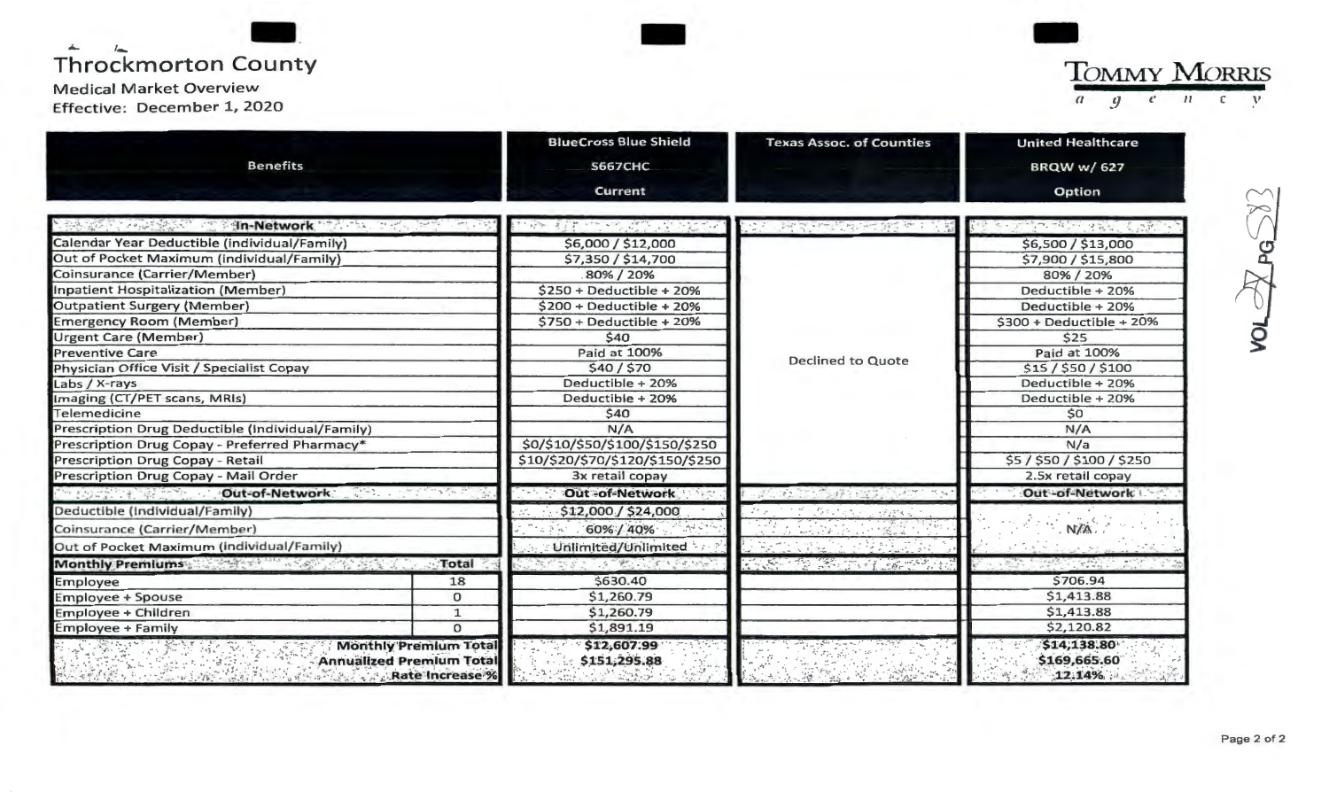# Throckmorton County

Medical Market Overview

Effective: December 1, 2020

TOMMY MORRIS agency

| Benefits | | BlueCross Blue Shield S667CHC Current | Texas Assoc. of Counties | United Healthcare BRQW w/ 627 Option |
|---|---|---|---|---|
| **In-Network** | | | | |
| Calendar Year Deductible (Individual/Family) | | $6,000 / $12,000 | Declined to Quote | $6,500 / $13,000 |
| Out of Pocket Maximum (Individual/Family) | | $7,350 / $14,700 | | $7,900 / $15,800 |
| Coinsurance (Carrier/Member) | | 80% / 20% | | 80% / 20% |
| Inpatient Hospitalization (Member) | | $250 + Deductible + 20% | | Deductible + 20% |
| Outpatient Surgery (Member) | | $200 + Deductible + 20% | | Deductible + 20% |
| Emergency Room (Member) | | $750 + Deductible + 20% | | $300 + Deductible + 20% |
| Urgent Care (Member) | | $40 | | $25 |
| Preventive Care | | Paid at 100% | | Paid at 100% |
| Physician Office Visit / Specialist Copay | | $40 / $70 | | $15 / $50 / $100 |
| Labs / X-rays | | Deductible + 20% | | Deductible + 20% |
| Imaging (CT/PET scans, MRIs) | | Deductible + 20% | | Deductible + 20% |
| Telemedicine | | $40 | | $0 |
| Prescription Drug Deductible (Individual/Family) | | N/A | | N/A |
| Prescription Drug Copay - Preferred Pharmacy* | | $0/$10/$50/$100/$150/$250 | | N/a |
| Prescription Drug Copay - Retail | | $10/$20/$70/$120/$150/$250 | | $5 / $50 / $100 / $250 |
| Prescription Drug Copay - Mail Order | | 3x retail copay | | 2.5x retail copay |
| **Out-of-Network** | | **Out-of-Network** | | **Out-of-Network** |
| Deductible (Individual/Family) | | $12,000 / $24,000 | | N/A |
| Coinsurance (Carrier/Member) | | 60% / 40% | | |
| Out of Pocket Maximum (Individual/Family) | | Unlimited/Unlimited | | |
| **Monthly Premiums** | **Total** | | | |
| Employee | 18 | $630.40 | | $706.94 |
| Employee + Spouse | 0 | $1,260.79 | | $1,413.88 |
| Employee + Children | 1 | $1,260.79 | | $1,413.88 |
| Employee + Family | 0 | $1,891.19 | | $2,120.82 |
| **Monthly Premium Total** | | **$12,607.99** | | **$14,138.80** |
| **Annualized Premium Total** | | **$151,295.88** | | **$169,665.60** |
| **Rate Increase %** | | | | **12.14%** |

VOL 27 PG 583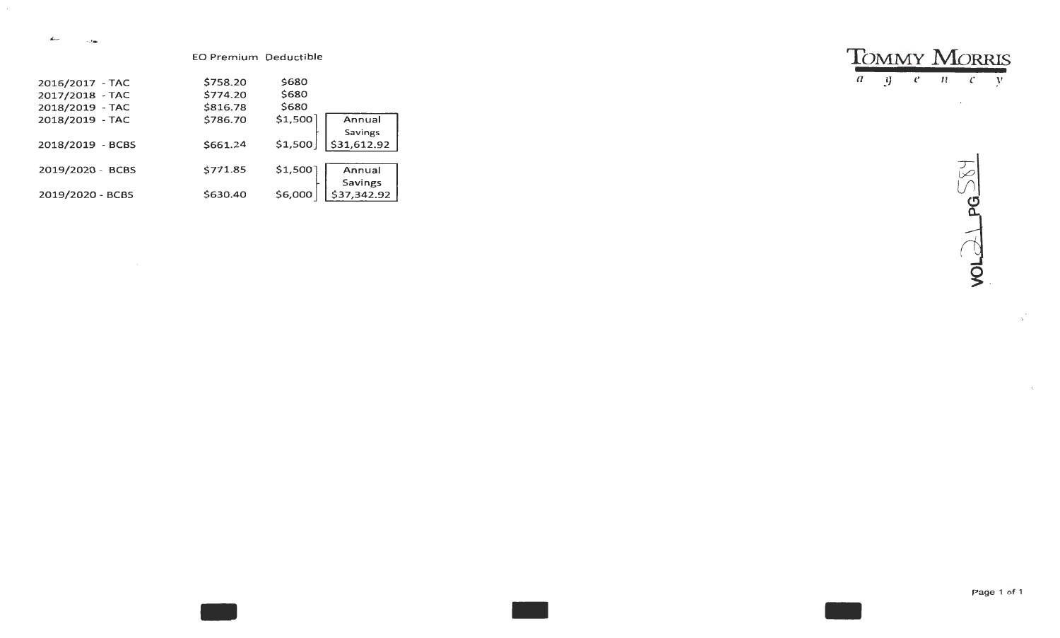**TOMMY MORRIS** *agency*

| | EO Premium | Deductible | |
|---|---|---|---|
| 2016/2017 - TAC | $758.20 | $680 | |
| 2017/2018 - TAC | $774.20 | $680 | |
| 2018/2019 - TAC | $816.78 | $680 | |
| 2018/2019 - TAC | $786.70 | $1,500 | Annual Savings $31,612.92 |
| 2018/2019 - BCBS | $661.24 | $1,500 | |
| 2019/2020 - BCBS | $771.85 | $1,500 | Annual Savings $37,342.92 |
| 2019/2020 - BCBS | $630.40 | $6,000 | |

VOL 21 PG 584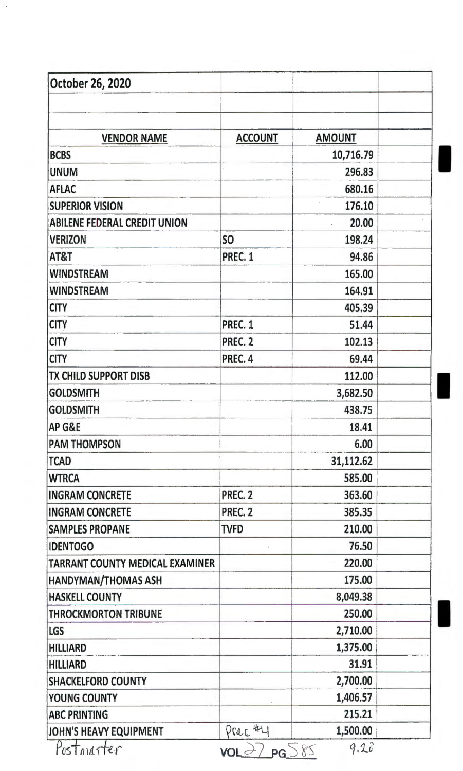| October 26, 2020 | | | |
|---|---|---|---|
| | | | |
| | | | |
| VENDOR NAME | ACCOUNT | AMOUNT | |
| BCBS | | 10,716.79 | |
| UNUM | | 296.83 | |
| AFLAC | | 680.16 | |
| SUPERIOR VISION | | 176.10 | |
| ABILENE FEDERAL CREDIT UNION | | 20.00 | |
| VERIZON | SO | 198.24 | |
| AT&T | PREC. 1 | 94.86 | |
| WINDSTREAM | | 165.00 | |
| WINDSTREAM | | 164.91 | |
| CITY | | 405.39 | |
| CITY | PREC. 1 | 51.44 | |
| CITY | PREC. 2 | 102.13 | |
| CITY | PREC. 4 | 69.44 | |
| TX CHILD SUPPORT DISB | | 112.00 | |
| GOLDSMITH | | 3,682.50 | |
| GOLDSMITH | | 438.75 | |
| AP G&E | | 18.41 | |
| PAM THOMPSON | | 6.00 | |
| TCAD | | 31,112.62 | |
| WTRCA | | 585.00 | |
| INGRAM CONCRETE | PREC. 2 | 363.60 | |
| INGRAM CONCRETE | PREC. 2 | 385.35 | |
| SAMPLES PROPANE | TVFD | 210.00 | |
| IDENTOGO | | 76.50 | |
| TARRANT COUNTY MEDICAL EXAMINER | | 220.00 | |
| HANDYMAN/THOMAS ASH | | 175.00 | |
| HASKELL COUNTY | | 8,049.38 | |
| THROCKMORTON TRIBUNE | | 250.00 | |
| LGS | | 2,710.00 | |
| HILLIARD | | 1,375.00 | |
| HILLIARD | | 31.91 | |
| SHACKELFORD COUNTY | | 2,700.00 | |
| YOUNG COUNTY | | 1,406.57 | |
| ABC PRINTING | | 215.21 | |
| JOHN'S HEAVY EQUIPMENT | Prec #4 | 1,500.00 | |
| Postmaster | | 9.20 | |

VOL 27 PG 585